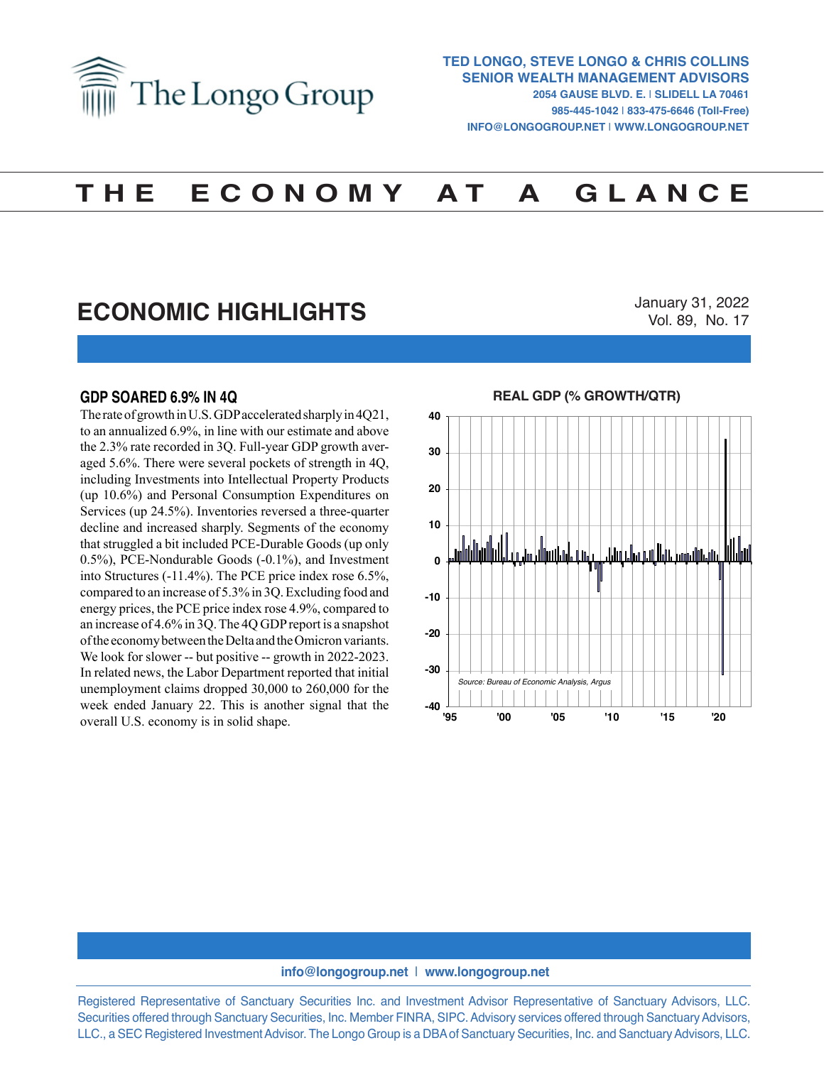# The Longo Group

**TED LONGO, STEVE LONGO & CHRIS COLLINS**
**SENIOR WEALTH MANAGEMENT ADVISORS**
2054 GAUSE BLVD. E. | SLIDELL LA 70461
985-445-1042 | 833-475-6646 (Toll-Free)
INFO@LONGOGROUP.NET | WWW.LONGOGROUP.NET

# THE ECONOMY AT A GLANCE

## ECONOMIC HIGHLIGHTS

January 31, 2022
Vol. 89, No. 17

### GDP SOARED 6.9% IN 4Q

The rate of growth in U.S. GDP accelerated sharply in 4Q21, to an annualized 6.9%, in line with our estimate and above the 2.3% rate recorded in 3Q. Full-year GDP growth averaged 5.6%. There were several pockets of strength in 4Q, including Investments into Intellectual Property Products (up 10.6%) and Personal Consumption Expenditures on Services (up 24.5%). Inventories reversed a three-quarter decline and increased sharply. Segments of the economy that struggled a bit included PCE-Durable Goods (up only 0.5%), PCE-Nondurable Goods (-0.1%), and Investment into Structures (-11.4%). The PCE price index rose 6.5%, compared to an increase of 5.3% in 3Q. Excluding food and energy prices, the PCE price index rose 4.9%, compared to an increase of 4.6% in 3Q. The 4Q GDP report is a snapshot of the economy between the Delta and the Omicron variants. We look for slower -- but positive -- growth in 2022-2023. In related news, the Labor Department reported that initial unemployment claims dropped 30,000 to 260,000 for the week ended January 22. This is another signal that the overall U.S. economy is in solid shape.

**REAL GDP (% GROWTH/QTR)**

*Source: Bureau of Economic Analysis, Argus*

info@longogroup.net | www.longogroup.net

Registered Representative of Sanctuary Securities Inc. and Investment Advisor Representative of Sanctuary Advisors, LLC. Securities offered through Sanctuary Securities, Inc. Member FINRA, SIPC. Advisory services offered through Sanctuary Advisors, LLC., a SEC Registered Investment Advisor. The Longo Group is a DBA of Sanctuary Securities, Inc. and Sanctuary Advisors, LLC.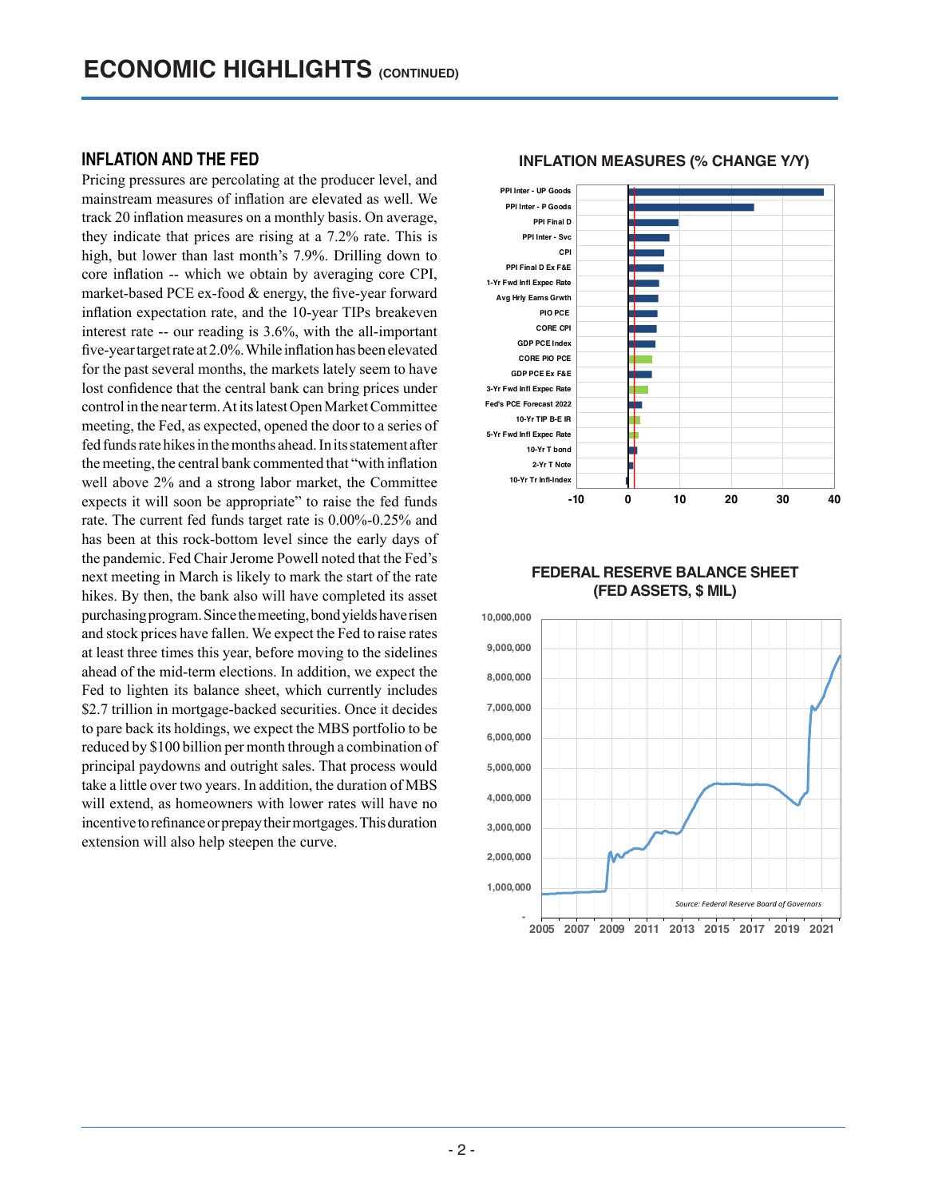# ECONOMIC HIGHLIGHTS (CONTINUED)

## INFLATION AND THE FED

Pricing pressures are percolating at the producer level, and mainstream measures of inflation are elevated as well. We track 20 inflation measures on a monthly basis. On average, they indicate that prices are rising at a 7.2% rate. This is high, but lower than last month's 7.9%. Drilling down to core inflation -- which we obtain by averaging core CPI, market-based PCE ex-food & energy, the five-year forward inflation expectation rate, and the 10-year TIPs breakeven interest rate -- our reading is 3.6%, with the all-important five-year target rate at 2.0%. While inflation has been elevated for the past several months, the markets lately seem to have lost confidence that the central bank can bring prices under control in the near term. At its latest Open Market Committee meeting, the Fed, as expected, opened the door to a series of fed funds rate hikes in the months ahead. In its statement after the meeting, the central bank commented that "with inflation well above 2% and a strong labor market, the Committee expects it will soon be appropriate" to raise the fed funds rate. The current fed funds target rate is 0.00%-0.25% and has been at this rock-bottom level since the early days of the pandemic. Fed Chair Jerome Powell noted that the Fed's next meeting in March is likely to mark the start of the rate hikes. By then, the bank also will have completed its asset purchasing program. Since the meeting, bond yields have risen and stock prices have fallen. We expect the Fed to raise rates at least three times this year, before moving to the sidelines ahead of the mid-term elections. In addition, we expect the Fed to lighten its balance sheet, which currently includes $2.7 trillion in mortgage-backed securities. Once it decides to pare back its holdings, we expect the MBS portfolio to be reduced by $100 billion per month through a combination of principal paydowns and outright sales. That process would take a little over two years. In addition, the duration of MBS will extend, as homeowners with lower rates will have no incentive to refinance or prepay their mortgages. This duration extension will also help steepen the curve.

**INFLATION MEASURES (% CHANGE Y/Y)**

Measures shown: PPI Inter - UP Goods; PPI Inter - P Goods; PPI Final D; PPI Inter - Svc; CPI; PPI Final D Ex F&E; 1-Yr Fwd Infl Expec Rate; Avg Hrly Earns Grwth; PIO PCE; CORE CPI; GDP PCE Index; CORE PIO PCE; GDP PCE Ex F&E; 3-Yr Fwd Infl Expec Rate; Fed's PCE Forecast 2022; 10-Yr TIP B-E IR; 5-Yr Fwd Infl Expec Rate; 10-Yr T bond; 2-Yr T Note; 10-Yr Tr Infl-Index

**FEDERAL RESERVE BALANCE SHEET (FED ASSETS, $ MIL)**

*Source: Federal Reserve Board of Governors*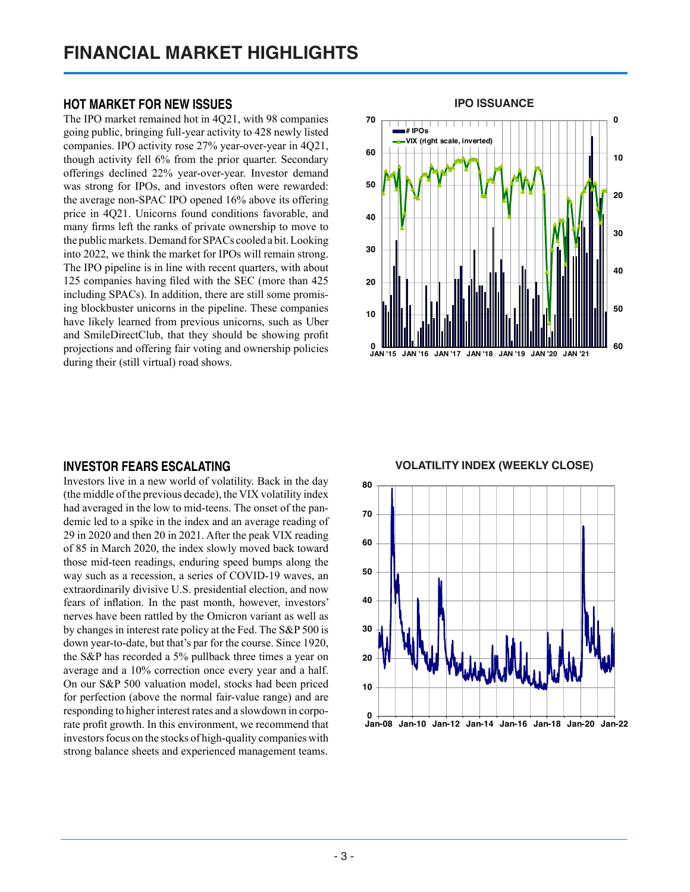# FINANCIAL MARKET HIGHLIGHTS

## HOT MARKET FOR NEW ISSUES

The IPO market remained hot in 4Q21, with 98 companies going public, bringing full-year activity to 428 newly listed companies. IPO activity rose 27% year-over-year in 4Q21, though activity fell 6% from the prior quarter. Secondary offerings declined 22% year-over-year. Investor demand was strong for IPOs, and investors often were rewarded: the average non-SPAC IPO opened 16% above its offering price in 4Q21. Unicorns found conditions favorable, and many firms left the ranks of private ownership to move to the public markets. Demand for SPACs cooled a bit. Looking into 2022, we think the market for IPOs will remain strong. The IPO pipeline is in line with recent quarters, with about 125 companies having filed with the SEC (more than 425 including SPACs). In addition, there are still some promising blockbuster unicorns in the pipeline. These companies have likely learned from previous unicorns, such as Uber and SmileDirectClub, that they should be showing profit projections and offering fair voting and ownership policies during their (still virtual) road shows.

**IPO ISSUANCE**

## INVESTOR FEARS ESCALATING

Investors live in a new world of volatility. Back in the day (the middle of the previous decade), the VIX volatility index had averaged in the low to mid-teens. The onset of the pandemic led to a spike in the index and an average reading of 29 in 2020 and then 20 in 2021. After the peak VIX reading of 85 in March 2020, the index slowly moved back toward those mid-teen readings, enduring speed bumps along the way such as a recession, a series of COVID-19 waves, an extraordinarily divisive U.S. presidential election, and now fears of inflation. In the past month, however, investors' nerves have been rattled by the Omicron variant as well as by changes in interest rate policy at the Fed. The S&P 500 is down year-to-date, but that's par for the course. Since 1920, the S&P has recorded a 5% pullback three times a year on average and a 10% correction once every year and a half. On our S&P 500 valuation model, stocks had been priced for perfection (above the normal fair-value range) and are responding to higher interest rates and a slowdown in corporate profit growth. In this environment, we recommend that investors focus on the stocks of high-quality companies with strong balance sheets and experienced management teams.

**VOLATILITY INDEX (WEEKLY CLOSE)**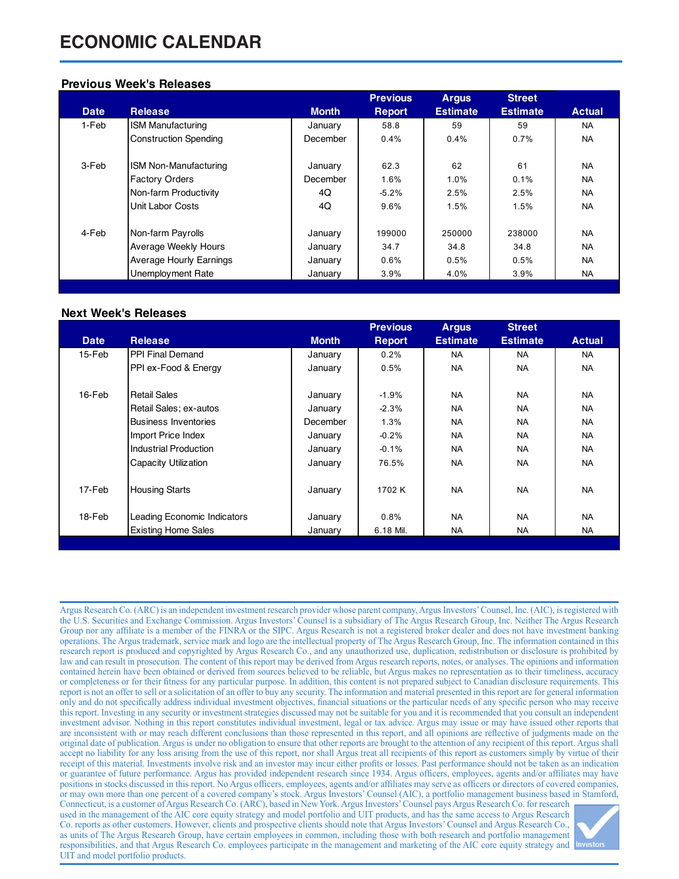# ECONOMIC CALENDAR

### Previous Week's Releases

| Date | Release | Month | Previous Report | Argus Estimate | Street Estimate | Actual |
|---|---|---|---|---|---|---|
| 1-Feb | ISM Manufacturing | January | 58.8 | 59 | 59 | NA |
| | Construction Spending | December | 0.4% | 0.4% | 0.7% | NA |
| 3-Feb | ISM Non-Manufacturing | January | 62.3 | 62 | 61 | NA |
| | Factory Orders | December | 1.6% | 1.0% | 0.1% | NA |
| | Non-farm Productivity | 4Q | -5.2% | 2.5% | 2.5% | NA |
| | Unit Labor Costs | 4Q | 9.6% | 1.5% | 1.5% | NA |
| 4-Feb | Non-farm Payrolls | January | 199000 | 250000 | 238000 | NA |
| | Average Weekly Hours | January | 34.7 | 34.8 | 34.8 | NA |
| | Average Hourly Earnings | January | 0.6% | 0.5% | 0.5% | NA |
| | Unemployment Rate | January | 3.9% | 4.0% | 3.9% | NA |

### Next Week's Releases

| Date | Release | Month | Previous Report | Argus Estimate | Street Estimate | Actual |
|---|---|---|---|---|---|---|
| 15-Feb | PPI Final Demand | January | 0.2% | NA | NA | NA |
| | PPI ex-Food & Energy | January | 0.5% | NA | NA | NA |
| 16-Feb | Retail Sales | January | -1.9% | NA | NA | NA |
| | Retail Sales; ex-autos | January | -2.3% | NA | NA | NA |
| | Business Inventories | December | 1.3% | NA | NA | NA |
| | Import Price Index | January | -0.2% | NA | NA | NA |
| | Industrial Production | January | -0.1% | NA | NA | NA |
| | Capacity Utilization | January | 76.5% | NA | NA | NA |
| 17-Feb | Housing Starts | January | 1702 K | NA | NA | NA |
| 18-Feb | Leading Economic Indicators | January | 0.8% | NA | NA | NA |
| | Existing Home Sales | January | 6.18 Mil. | NA | NA | NA |

Argus Research Co. (ARC) is an independent investment research provider whose parent company, Argus Investors' Counsel, Inc. (AIC), is registered with the U.S. Securities and Exchange Commission. Argus Investors' Counsel is a subsidiary of The Argus Research Group, Inc. Neither The Argus Research Group nor any affiliate is a member of the FINRA or the SIPC. Argus Research is not a registered broker dealer and does not have investment banking operations. The Argus trademark, service mark and logo are the intellectual property of The Argus Research Group, Inc. The information contained in this research report is produced and copyrighted by Argus Research Co., and any unauthorized use, duplication, redistribution or disclosure is prohibited by law and can result in prosecution. The content of this report may be derived from Argus research reports, notes, or analyses. The opinions and information contained herein have been obtained or derived from sources believed to be reliable, but Argus makes no representation as to their timeliness, accuracy or completeness or for their fitness for any particular purpose. In addition, this content is not prepared subject to Canadian disclosure requirements. This report is not an offer to sell or a solicitation of an offer to buy any security. The information and material presented in this report are for general information only and do not specifically address individual investment objectives, financial situations or the particular needs of any specific person who may receive this report. Investing in any security or investment strategies discussed may not be suitable for you and it is recommended that you consult an independent investment advisor. Nothing in this report constitutes individual investment, legal or tax advice. Argus may issue or may have issued other reports that are inconsistent with or may reach different conclusions than those represented in this report, and all opinions are reflective of judgments made on the original date of publication. Argus is under no obligation to ensure that other reports are brought to the attention of any recipient of this report. Argus shall accept no liability for any loss arising from the use of this report, nor shall Argus treat all recipients of this report as customers simply by virtue of their receipt of this material. Investments involve risk and an investor may incur either profits or losses. Past performance should not be taken as an indication or guarantee of future performance. Argus has provided independent research since 1934. Argus officers, employees, agents and/or affiliates may have positions in stocks discussed in this report. No Argus officers, employees, agents and/or affiliates may serve as officers or directors of covered companies, or may own more than one percent of a covered company's stock. Argus Investors' Counsel (AIC), a portfolio management business based in Stamford, Connecticut, is a customer of Argus Research Co. (ARC), based in New York. Argus Investors' Counsel pays Argus Research Co. for research used in the management of the AIC core equity strategy and model portfolio and UIT products, and has the same access to Argus Research Co. reports as other customers. However, clients and prospective clients should note that Argus Investors' Counsel and Argus Research Co., as units of The Argus Research Group, have certain employees in common, including those with both research and portfolio management responsibilities, and that Argus Research Co. employees participate in the management and marketing of the AIC core equity strategy and UIT and model portfolio products.